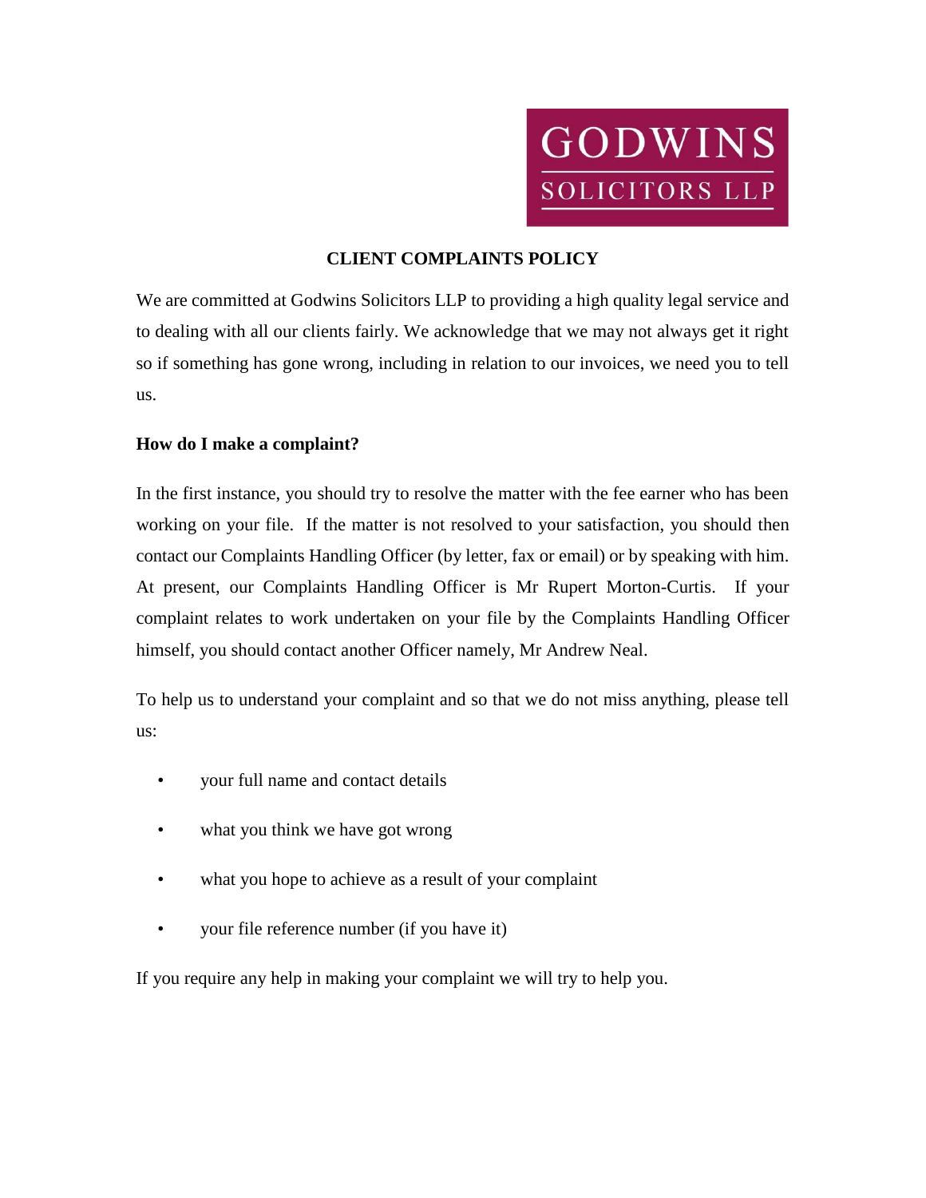GODWINS

SOLICITORS LLP

# CLIENT COMPLAINTS POLICY

We are committed at Godwins Solicitors LLP to providing a high quality legal service and to dealing with all our clients fairly. We acknowledge that we may not always get it right so if something has gone wrong, including in relation to our invoices, we need you to tell us.

**How do I make a complaint?**

In the first instance, you should try to resolve the matter with the fee earner who has been working on your file. If the matter is not resolved to your satisfaction, you should then contact our Complaints Handling Officer (by letter, fax or email) or by speaking with him. At present, our Complaints Handling Officer is Mr Rupert Morton-Curtis. If your complaint relates to work undertaken on your file by the Complaints Handling Officer himself, you should contact another Officer namely, Mr Andrew Neal.

To help us to understand your complaint and so that we do not miss anything, please tell us:

- your full name and contact details
- what you think we have got wrong
- what you hope to achieve as a result of your complaint
- your file reference number (if you have it)

If you require any help in making your complaint we will try to help you.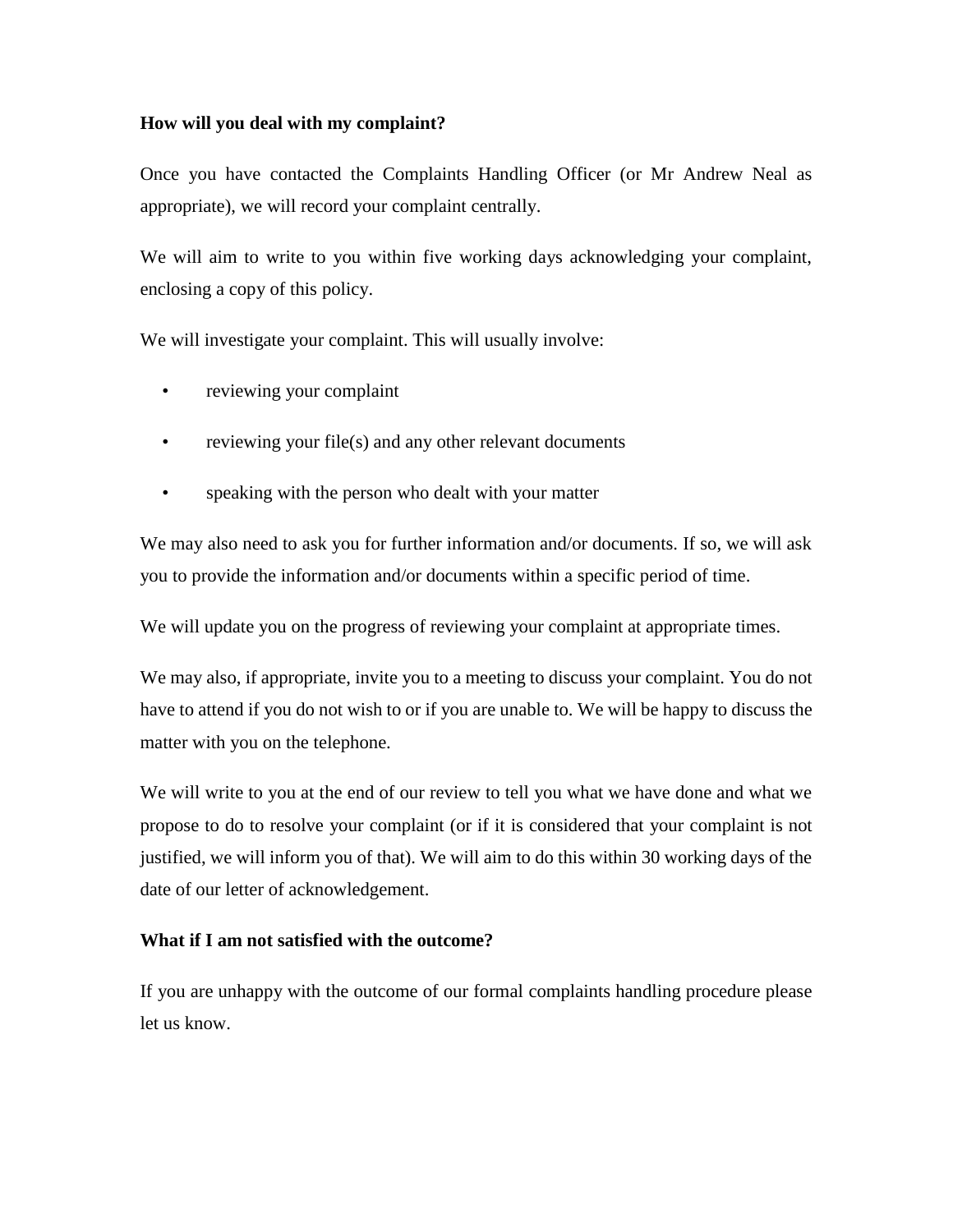**How will you deal with my complaint?**

Once you have contacted the Complaints Handling Officer (or Mr Andrew Neal as appropriate), we will record your complaint centrally.

We will aim to write to you within five working days acknowledging your complaint, enclosing a copy of this policy.

We will investigate your complaint. This will usually involve:

- reviewing your complaint
- reviewing your file(s) and any other relevant documents
- speaking with the person who dealt with your matter

We may also need to ask you for further information and/or documents. If so, we will ask you to provide the information and/or documents within a specific period of time.

We will update you on the progress of reviewing your complaint at appropriate times.

We may also, if appropriate, invite you to a meeting to discuss your complaint. You do not have to attend if you do not wish to or if you are unable to. We will be happy to discuss the matter with you on the telephone.

We will write to you at the end of our review to tell you what we have done and what we propose to do to resolve your complaint (or if it is considered that your complaint is not justified, we will inform you of that). We will aim to do this within 30 working days of the date of our letter of acknowledgement.

**What if I am not satisfied with the outcome?**

If you are unhappy with the outcome of our formal complaints handling procedure please let us know.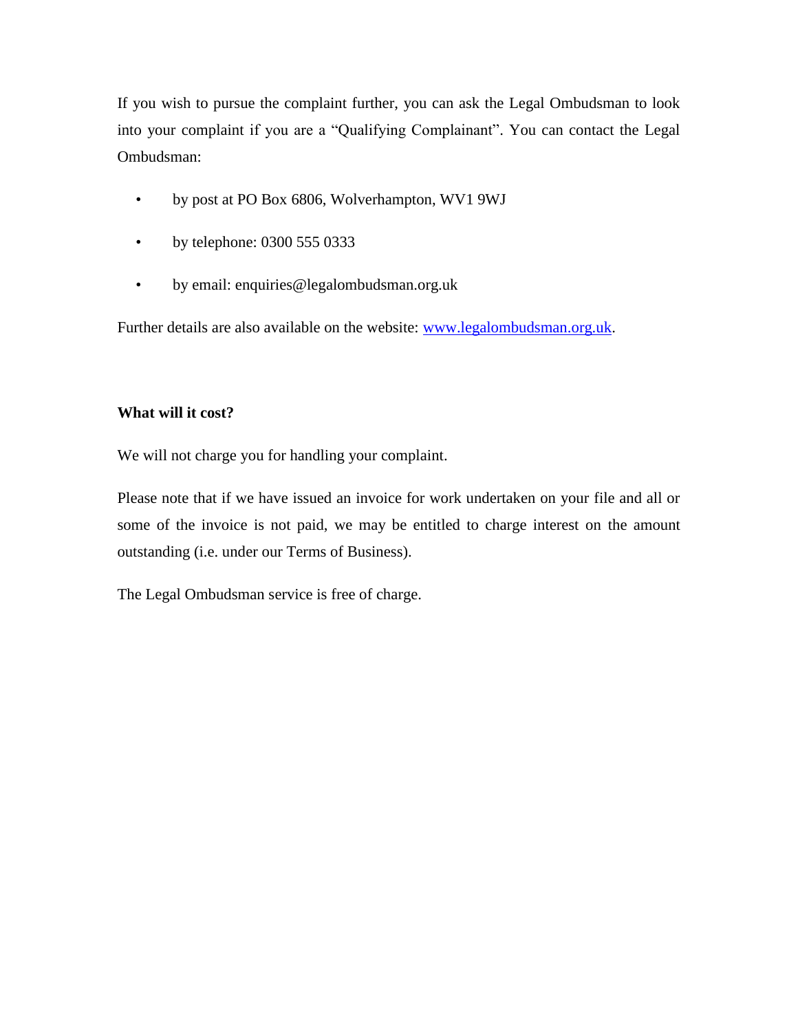If you wish to pursue the complaint further, you can ask the Legal Ombudsman to look into your complaint if you are a "Qualifying Complainant". You can contact the Legal Ombudsman:

- by post at PO Box 6806, Wolverhampton, WV1 9WJ
- by telephone: 0300 555 0333
- by email: enquiries@legalombudsman.org.uk

Further details are also available on the website: [www.legalombudsman.org.uk](http://www.legalombudsman.org.uk).

**What will it cost?**

We will not charge you for handling your complaint.

Please note that if we have issued an invoice for work undertaken on your file and all or some of the invoice is not paid, we may be entitled to charge interest on the amount outstanding (i.e. under our Terms of Business).

The Legal Ombudsman service is free of charge.